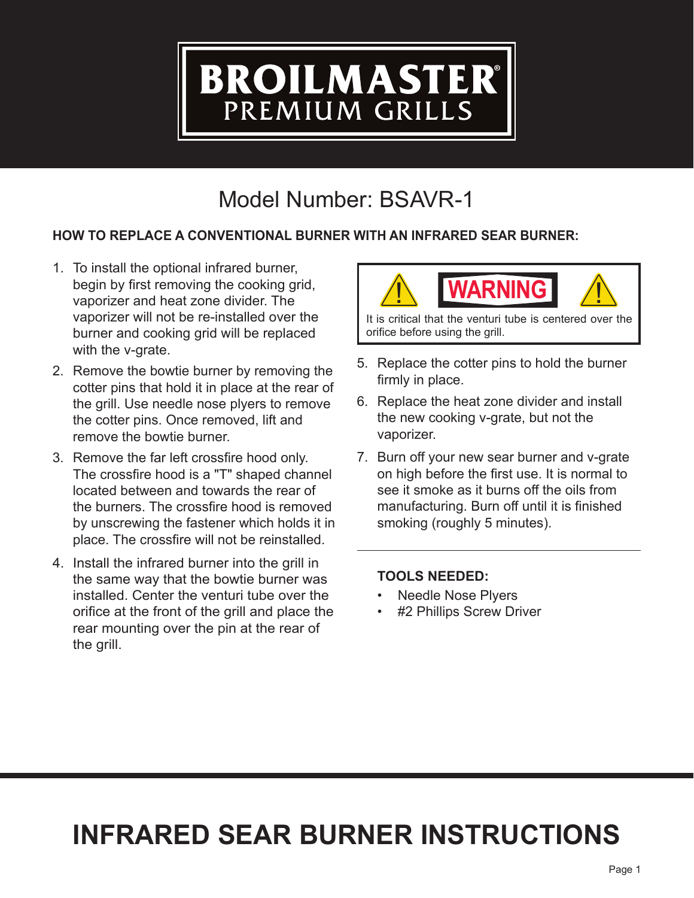# BROILMASTER® PREMIUM GRILLS

## Model Number: BSAVR-1

### HOW TO REPLACE A CONVENTIONAL BURNER WITH AN INFRARED SEAR BURNER:

1. To install the optional infrared burner, begin by first removing the cooking grid, vaporizer and heat zone divider. The vaporizer will not be re-installed over the burner and cooking grid will be replaced with the v-grate.
2. Remove the bowtie burner by removing the cotter pins that hold it in place at the rear of the grill. Use needle nose plyers to remove the cotter pins. Once removed, lift and remove the bowtie burner.
3. Remove the far left crossfire hood only. The crossfire hood is a "T" shaped channel located between and towards the rear of the burners. The crossfire hood is removed by unscrewing the fastener which holds it in place. The crossfire will not be reinstalled.
4. Install the infrared burner into the grill in the same way that the bowtie burner was installed. Center the venturi tube over the orifice at the front of the grill and place the rear mounting over the pin at the rear of the grill.

> **WARNING**
>
> It is critical that the venturi tube is centered over the orifice before using the grill.

5. Replace the cotter pins to hold the burner firmly in place.
6. Replace the heat zone divider and install the new cooking v-grate, but not the vaporizer.
7. Burn off your new sear burner and v-grate on high before the first use. It is normal to see it smoke as it burns off the oils from manufacturing. Burn off until it is finished smoking (roughly 5 minutes).

---

**TOOLS NEEDED:**

- Needle Nose Plyers
- #2 Phillips Screw Driver

# INFRARED SEAR BURNER INSTRUCTIONS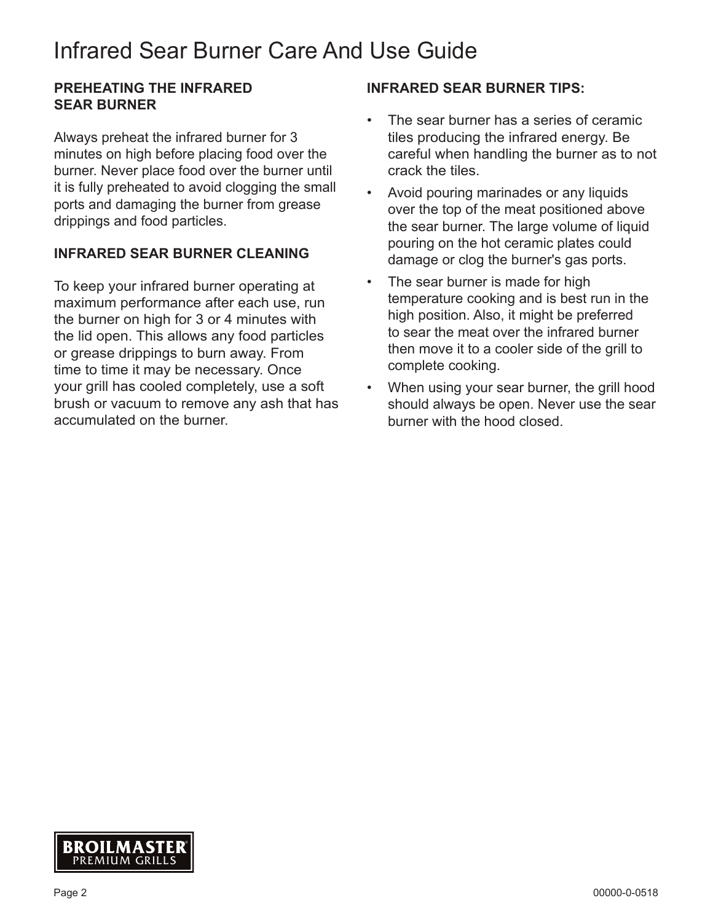# Infrared Sear Burner Care And Use Guide

**PREHEATING THE INFRARED SEAR BURNER**

Always preheat the infrared burner for 3 minutes on high before placing food over the burner. Never place food over the burner until it is fully preheated to avoid clogging the small ports and damaging the burner from grease drippings and food particles.

**INFRARED SEAR BURNER CLEANING**

To keep your infrared burner operating at maximum performance after each use, run the burner on high for 3 or 4 minutes with the lid open. This allows any food particles or grease drippings to burn away. From time to time it may be necessary. Once your grill has cooled completely, use a soft brush or vacuum to remove any ash that has accumulated on the burner.

**INFRARED SEAR BURNER TIPS:**

- The sear burner has a series of ceramic tiles producing the infrared energy. Be careful when handling the burner as to not crack the tiles.
- Avoid pouring marinades or any liquids over the top of the meat positioned above the sear burner. The large volume of liquid pouring on the hot ceramic plates could damage or clog the burner's gas ports.
- The sear burner is made for high temperature cooking and is best run in the high position. Also, it might be preferred to sear the meat over the infrared burner then move it to a cooler side of the grill to complete cooking.
- When using your sear burner, the grill hood should always be open. Never use the sear burner with the hood closed.

BROILMASTER® PREMIUM GRILLS

00000-0-0518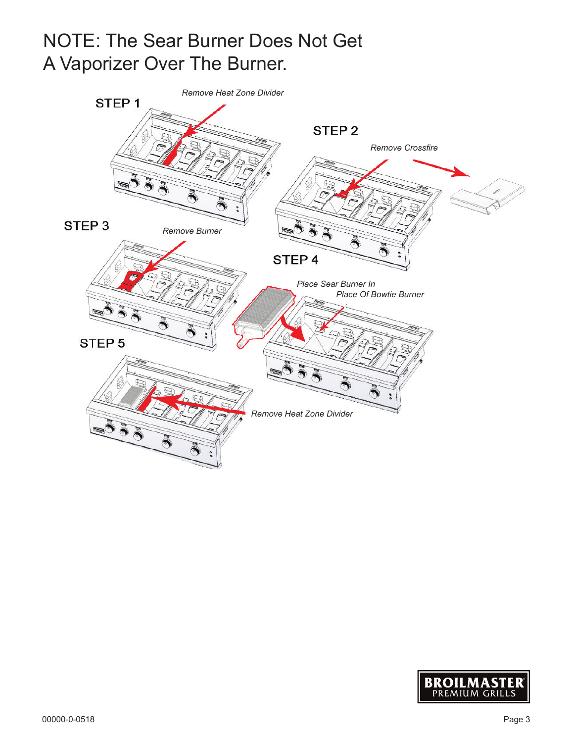# NOTE: The Sear Burner Does Not Get A Vaporizer Over The Burner.

**STEP 1**

*Remove Heat Zone Divider*

**STEP 2**

*Remove Crossfire*

**STEP 3**

*Remove Burner*

**STEP 4**

*Place Sear Burner In Place Of Bowtie Burner*

**STEP 5**

*Remove Heat Zone Divider*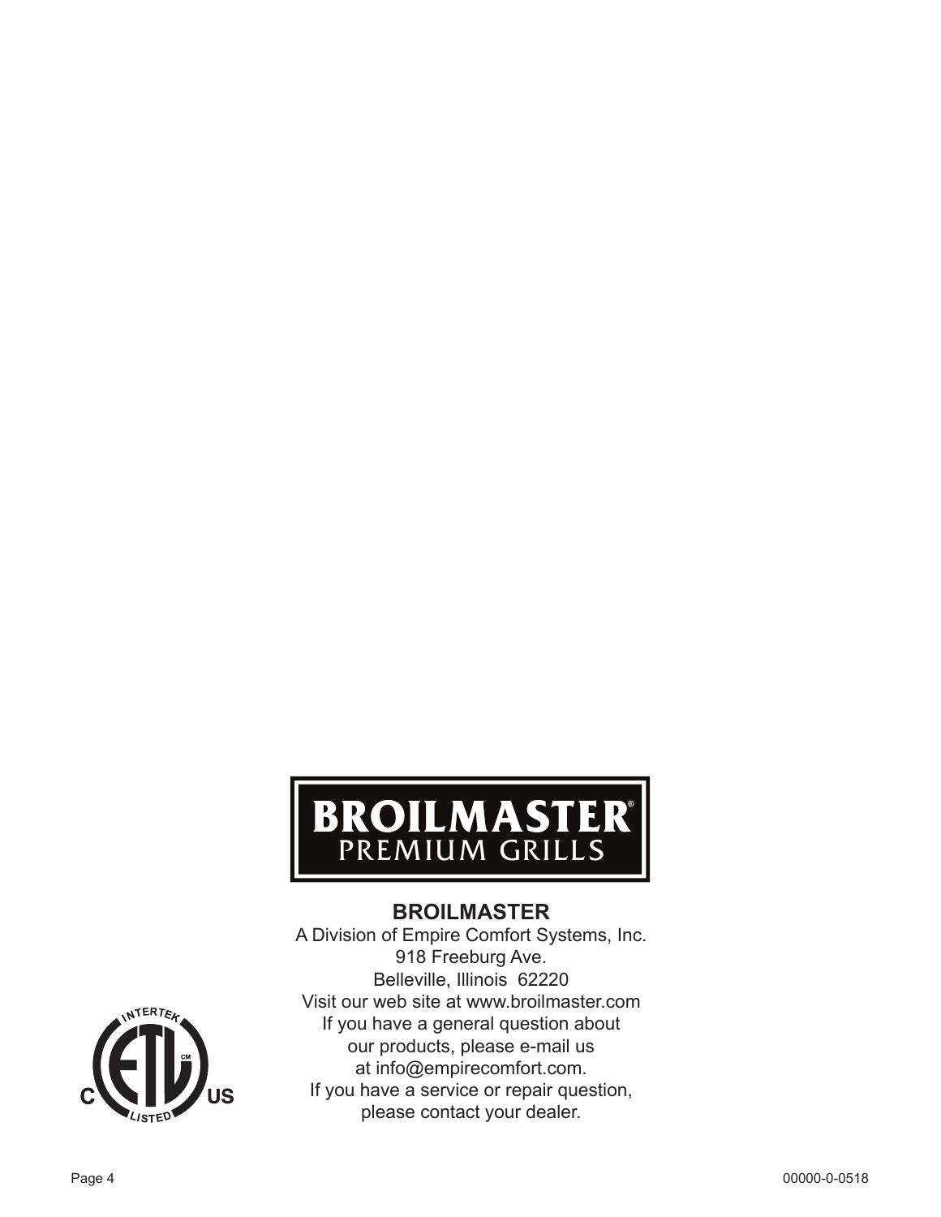BROILMASTER
PREMIUM GRILLS

**BROILMASTER**

A Division of Empire Comfort Systems, Inc.
918 Freeburg Ave.
Belleville, Illinois 62220
Visit our web site at www.broilmaster.com
If you have a general question about
our products, please e-mail us
at info@empirecomfort.com.
If you have a service or repair question,
please contact your dealer.

00000-0-0518